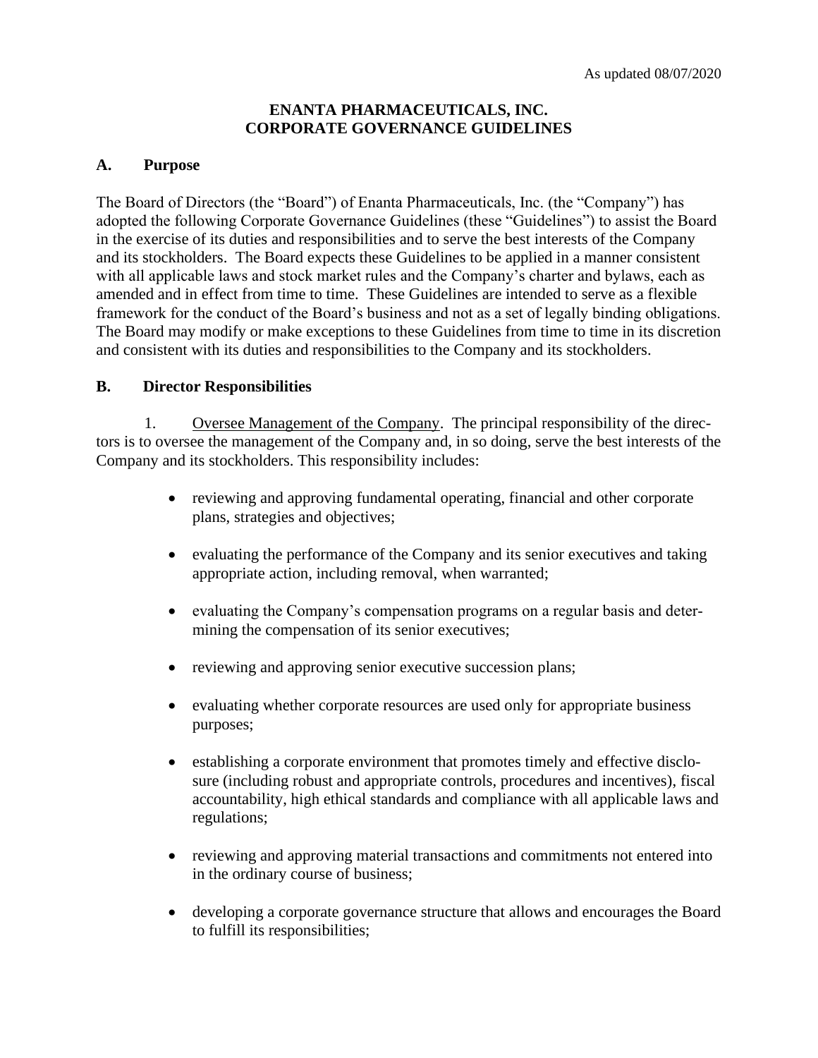As updated 08/07/2020

# ENANTA PHARMACEUTICALS, INC.
# CORPORATE GOVERNANCE GUIDELINES

## A. Purpose

The Board of Directors (the "Board") of Enanta Pharmaceuticals, Inc. (the "Company") has adopted the following Corporate Governance Guidelines (these "Guidelines") to assist the Board in the exercise of its duties and responsibilities and to serve the best interests of the Company and its stockholders. The Board expects these Guidelines to be applied in a manner consistent with all applicable laws and stock market rules and the Company's charter and bylaws, each as amended and in effect from time to time. These Guidelines are intended to serve as a flexible framework for the conduct of the Board's business and not as a set of legally binding obligations. The Board may modify or make exceptions to these Guidelines from time to time in its discretion and consistent with its duties and responsibilities to the Company and its stockholders.

## B. Director Responsibilities

1. Oversee Management of the Company. The principal responsibility of the directors is to oversee the management of the Company and, in so doing, serve the best interests of the Company and its stockholders. This responsibility includes:

- reviewing and approving fundamental operating, financial and other corporate plans, strategies and objectives;
- evaluating the performance of the Company and its senior executives and taking appropriate action, including removal, when warranted;
- evaluating the Company's compensation programs on a regular basis and determining the compensation of its senior executives;
- reviewing and approving senior executive succession plans;
- evaluating whether corporate resources are used only for appropriate business purposes;
- establishing a corporate environment that promotes timely and effective disclosure (including robust and appropriate controls, procedures and incentives), fiscal accountability, high ethical standards and compliance with all applicable laws and regulations;
- reviewing and approving material transactions and commitments not entered into in the ordinary course of business;
- developing a corporate governance structure that allows and encourages the Board to fulfill its responsibilities;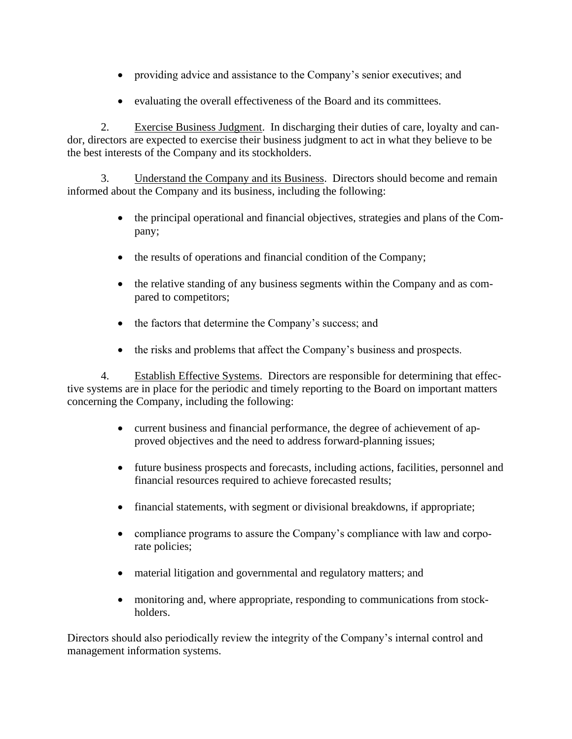- providing advice and assistance to the Company's senior executives; and
- evaluating the overall effectiveness of the Board and its committees.

2. Exercise Business Judgment. In discharging their duties of care, loyalty and candor, directors are expected to exercise their business judgment to act in what they believe to be the best interests of the Company and its stockholders.

3. Understand the Company and its Business. Directors should become and remain informed about the Company and its business, including the following:

   - the principal operational and financial objectives, strategies and plans of the Company;
   - the results of operations and financial condition of the Company;
   - the relative standing of any business segments within the Company and as compared to competitors;
   - the factors that determine the Company's success; and
   - the risks and problems that affect the Company's business and prospects.

4. Establish Effective Systems. Directors are responsible for determining that effective systems are in place for the periodic and timely reporting to the Board on important matters concerning the Company, including the following:

   - current business and financial performance, the degree of achievement of approved objectives and the need to address forward-planning issues;
   - future business prospects and forecasts, including actions, facilities, personnel and financial resources required to achieve forecasted results;
   - financial statements, with segment or divisional breakdowns, if appropriate;
   - compliance programs to assure the Company's compliance with law and corporate policies;
   - material litigation and governmental and regulatory matters; and
   - monitoring and, where appropriate, responding to communications from stockholders.

Directors should also periodically review the integrity of the Company's internal control and management information systems.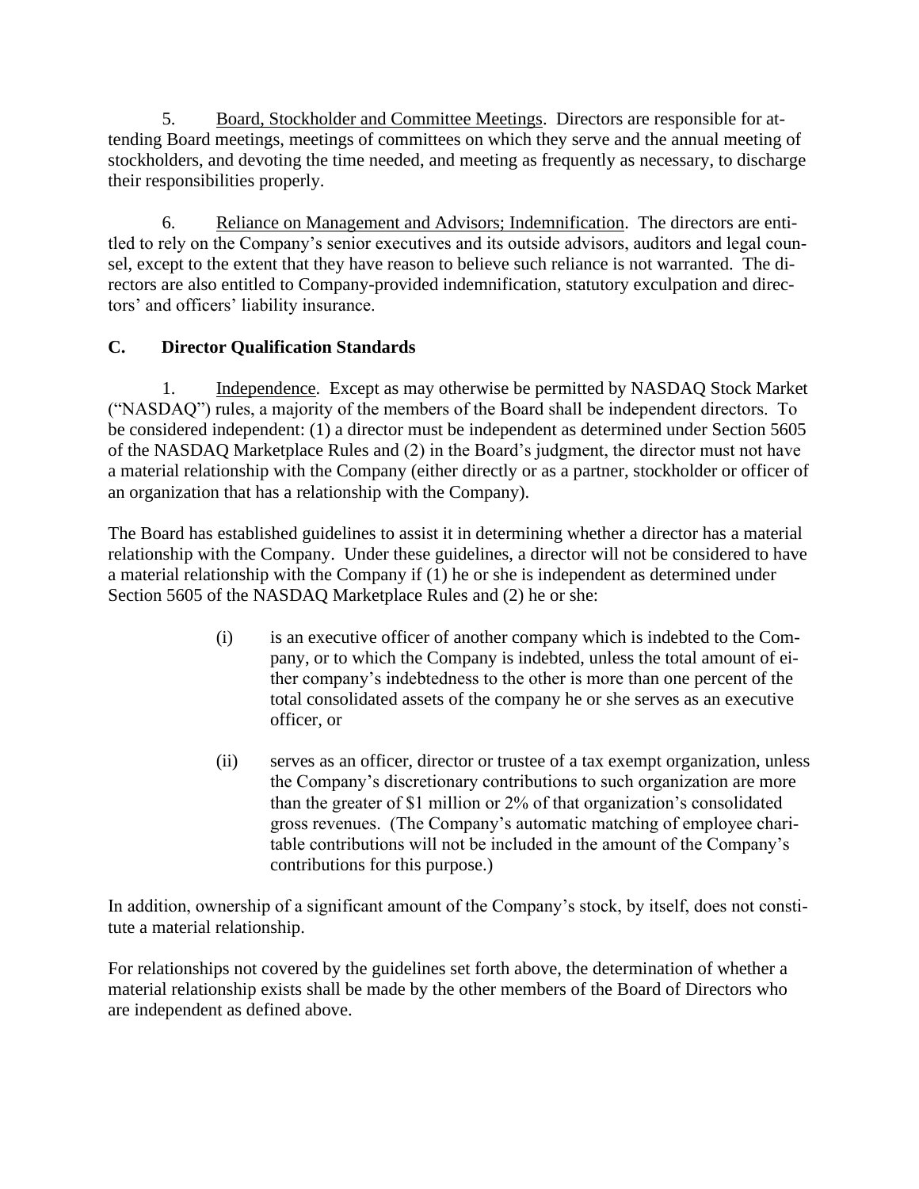5. Board, Stockholder and Committee Meetings. Directors are responsible for attending Board meetings, meetings of committees on which they serve and the annual meeting of stockholders, and devoting the time needed, and meeting as frequently as necessary, to discharge their responsibilities properly.

6. Reliance on Management and Advisors; Indemnification. The directors are entitled to rely on the Company's senior executives and its outside advisors, auditors and legal counsel, except to the extent that they have reason to believe such reliance is not warranted. The directors are also entitled to Company-provided indemnification, statutory exculpation and directors' and officers' liability insurance.

## C. Director Qualification Standards

1. Independence. Except as may otherwise be permitted by NASDAQ Stock Market ("NASDAQ") rules, a majority of the members of the Board shall be independent directors. To be considered independent: (1) a director must be independent as determined under Section 5605 of the NASDAQ Marketplace Rules and (2) in the Board's judgment, the director must not have a material relationship with the Company (either directly or as a partner, stockholder or officer of an organization that has a relationship with the Company).

The Board has established guidelines to assist it in determining whether a director has a material relationship with the Company. Under these guidelines, a director will not be considered to have a material relationship with the Company if (1) he or she is independent as determined under Section 5605 of the NASDAQ Marketplace Rules and (2) he or she:

(i) is an executive officer of another company which is indebted to the Company, or to which the Company is indebted, unless the total amount of either company's indebtedness to the other is more than one percent of the total consolidated assets of the company he or she serves as an executive officer, or

(ii) serves as an officer, director or trustee of a tax exempt organization, unless the Company's discretionary contributions to such organization are more than the greater of $1 million or 2% of that organization's consolidated gross revenues. (The Company's automatic matching of employee charitable contributions will not be included in the amount of the Company's contributions for this purpose.)

In addition, ownership of a significant amount of the Company's stock, by itself, does not constitute a material relationship.

For relationships not covered by the guidelines set forth above, the determination of whether a material relationship exists shall be made by the other members of the Board of Directors who are independent as defined above.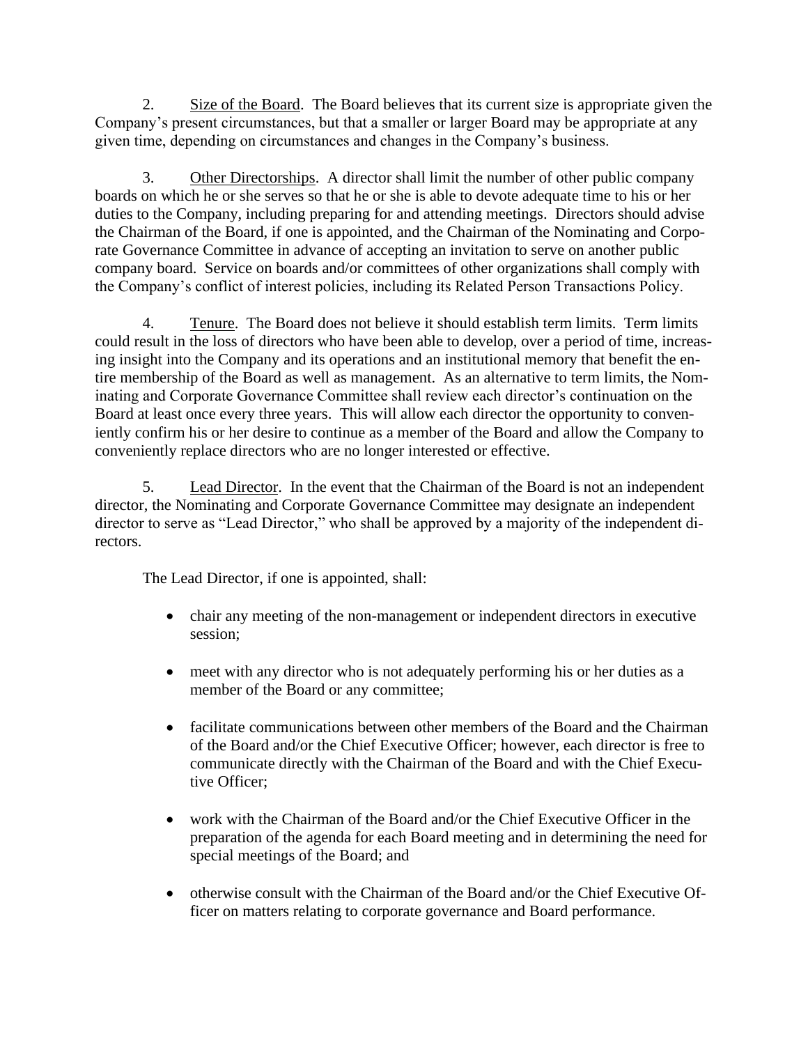2. Size of the Board. The Board believes that its current size is appropriate given the Company's present circumstances, but that a smaller or larger Board may be appropriate at any given time, depending on circumstances and changes in the Company's business.

3. Other Directorships. A director shall limit the number of other public company boards on which he or she serves so that he or she is able to devote adequate time to his or her duties to the Company, including preparing for and attending meetings. Directors should advise the Chairman of the Board, if one is appointed, and the Chairman of the Nominating and Corporate Governance Committee in advance of accepting an invitation to serve on another public company board. Service on boards and/or committees of other organizations shall comply with the Company's conflict of interest policies, including its Related Person Transactions Policy.

4. Tenure. The Board does not believe it should establish term limits. Term limits could result in the loss of directors who have been able to develop, over a period of time, increasing insight into the Company and its operations and an institutional memory that benefit the entire membership of the Board as well as management. As an alternative to term limits, the Nominating and Corporate Governance Committee shall review each director's continuation on the Board at least once every three years. This will allow each director the opportunity to conveniently confirm his or her desire to continue as a member of the Board and allow the Company to conveniently replace directors who are no longer interested or effective.

5. Lead Director. In the event that the Chairman of the Board is not an independent director, the Nominating and Corporate Governance Committee may designate an independent director to serve as "Lead Director," who shall be approved by a majority of the independent directors.

The Lead Director, if one is appointed, shall:

- chair any meeting of the non-management or independent directors in executive session;
- meet with any director who is not adequately performing his or her duties as a member of the Board or any committee;
- facilitate communications between other members of the Board and the Chairman of the Board and/or the Chief Executive Officer; however, each director is free to communicate directly with the Chairman of the Board and with the Chief Executive Officer;
- work with the Chairman of the Board and/or the Chief Executive Officer in the preparation of the agenda for each Board meeting and in determining the need for special meetings of the Board; and
- otherwise consult with the Chairman of the Board and/or the Chief Executive Officer on matters relating to corporate governance and Board performance.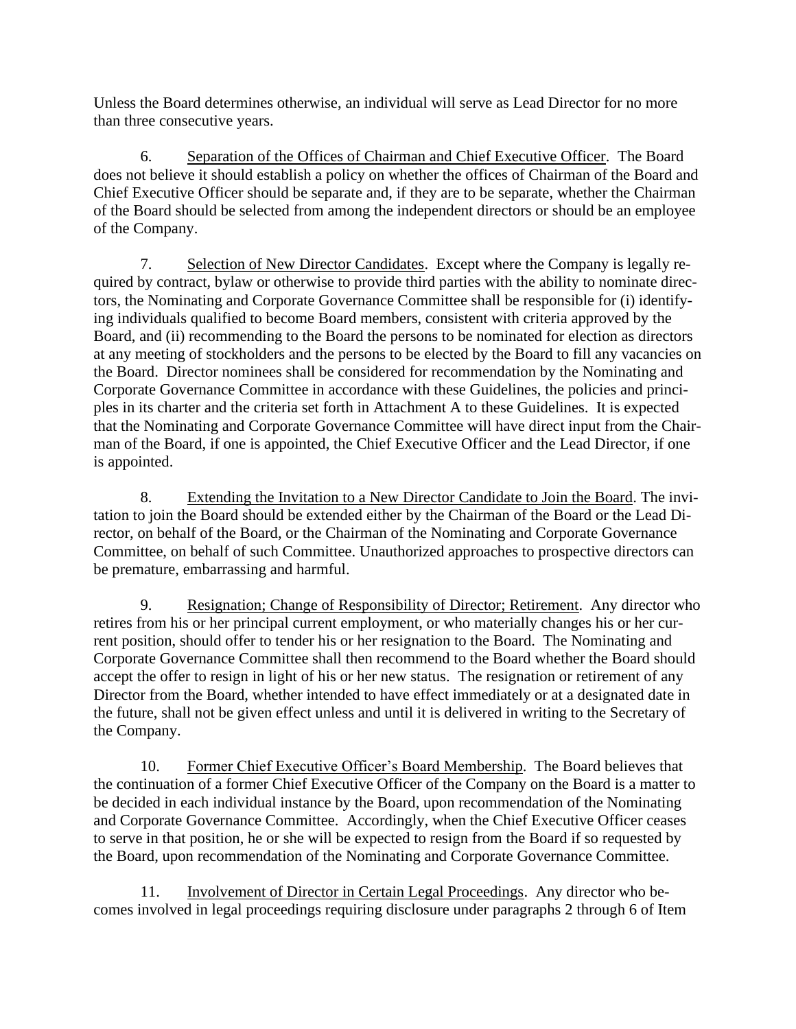Unless the Board determines otherwise, an individual will serve as Lead Director for no more than three consecutive years.

6. Separation of the Offices of Chairman and Chief Executive Officer. The Board does not believe it should establish a policy on whether the offices of Chairman of the Board and Chief Executive Officer should be separate and, if they are to be separate, whether the Chairman of the Board should be selected from among the independent directors or should be an employee of the Company.

7. Selection of New Director Candidates. Except where the Company is legally required by contract, bylaw or otherwise to provide third parties with the ability to nominate directors, the Nominating and Corporate Governance Committee shall be responsible for (i) identifying individuals qualified to become Board members, consistent with criteria approved by the Board, and (ii) recommending to the Board the persons to be nominated for election as directors at any meeting of stockholders and the persons to be elected by the Board to fill any vacancies on the Board. Director nominees shall be considered for recommendation by the Nominating and Corporate Governance Committee in accordance with these Guidelines, the policies and principles in its charter and the criteria set forth in Attachment A to these Guidelines. It is expected that the Nominating and Corporate Governance Committee will have direct input from the Chairman of the Board, if one is appointed, the Chief Executive Officer and the Lead Director, if one is appointed.

8. Extending the Invitation to a New Director Candidate to Join the Board. The invitation to join the Board should be extended either by the Chairman of the Board or the Lead Director, on behalf of the Board, or the Chairman of the Nominating and Corporate Governance Committee, on behalf of such Committee. Unauthorized approaches to prospective directors can be premature, embarrassing and harmful.

9. Resignation; Change of Responsibility of Director; Retirement. Any director who retires from his or her principal current employment, or who materially changes his or her current position, should offer to tender his or her resignation to the Board. The Nominating and Corporate Governance Committee shall then recommend to the Board whether the Board should accept the offer to resign in light of his or her new status. The resignation or retirement of any Director from the Board, whether intended to have effect immediately or at a designated date in the future, shall not be given effect unless and until it is delivered in writing to the Secretary of the Company.

10. Former Chief Executive Officer's Board Membership. The Board believes that the continuation of a former Chief Executive Officer of the Company on the Board is a matter to be decided in each individual instance by the Board, upon recommendation of the Nominating and Corporate Governance Committee. Accordingly, when the Chief Executive Officer ceases to serve in that position, he or she will be expected to resign from the Board if so requested by the Board, upon recommendation of the Nominating and Corporate Governance Committee.

11. Involvement of Director in Certain Legal Proceedings. Any director who becomes involved in legal proceedings requiring disclosure under paragraphs 2 through 6 of Item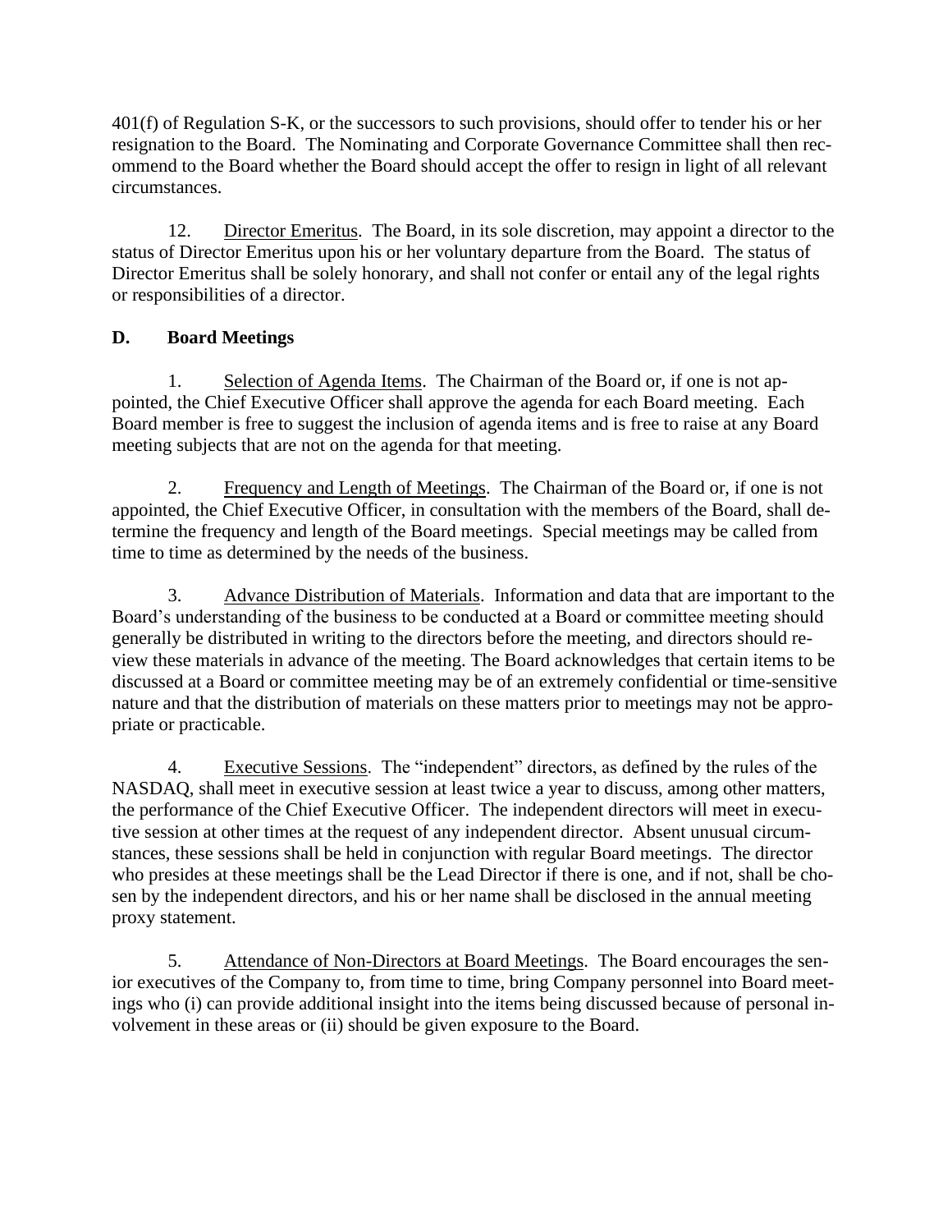401(f) of Regulation S-K, or the successors to such provisions, should offer to tender his or her resignation to the Board. The Nominating and Corporate Governance Committee shall then recommend to the Board whether the Board should accept the offer to resign in light of all relevant circumstances.

12. Director Emeritus. The Board, in its sole discretion, may appoint a director to the status of Director Emeritus upon his or her voluntary departure from the Board. The status of Director Emeritus shall be solely honorary, and shall not confer or entail any of the legal rights or responsibilities of a director.

## D. Board Meetings

1. Selection of Agenda Items. The Chairman of the Board or, if one is not appointed, the Chief Executive Officer shall approve the agenda for each Board meeting. Each Board member is free to suggest the inclusion of agenda items and is free to raise at any Board meeting subjects that are not on the agenda for that meeting.

2. Frequency and Length of Meetings. The Chairman of the Board or, if one is not appointed, the Chief Executive Officer, in consultation with the members of the Board, shall determine the frequency and length of the Board meetings. Special meetings may be called from time to time as determined by the needs of the business.

3. Advance Distribution of Materials. Information and data that are important to the Board's understanding of the business to be conducted at a Board or committee meeting should generally be distributed in writing to the directors before the meeting, and directors should review these materials in advance of the meeting. The Board acknowledges that certain items to be discussed at a Board or committee meeting may be of an extremely confidential or time-sensitive nature and that the distribution of materials on these matters prior to meetings may not be appropriate or practicable.

4. Executive Sessions. The "independent" directors, as defined by the rules of the NASDAQ, shall meet in executive session at least twice a year to discuss, among other matters, the performance of the Chief Executive Officer. The independent directors will meet in executive session at other times at the request of any independent director. Absent unusual circumstances, these sessions shall be held in conjunction with regular Board meetings. The director who presides at these meetings shall be the Lead Director if there is one, and if not, shall be chosen by the independent directors, and his or her name shall be disclosed in the annual meeting proxy statement.

5. Attendance of Non-Directors at Board Meetings. The Board encourages the senior executives of the Company to, from time to time, bring Company personnel into Board meetings who (i) can provide additional insight into the items being discussed because of personal involvement in these areas or (ii) should be given exposure to the Board.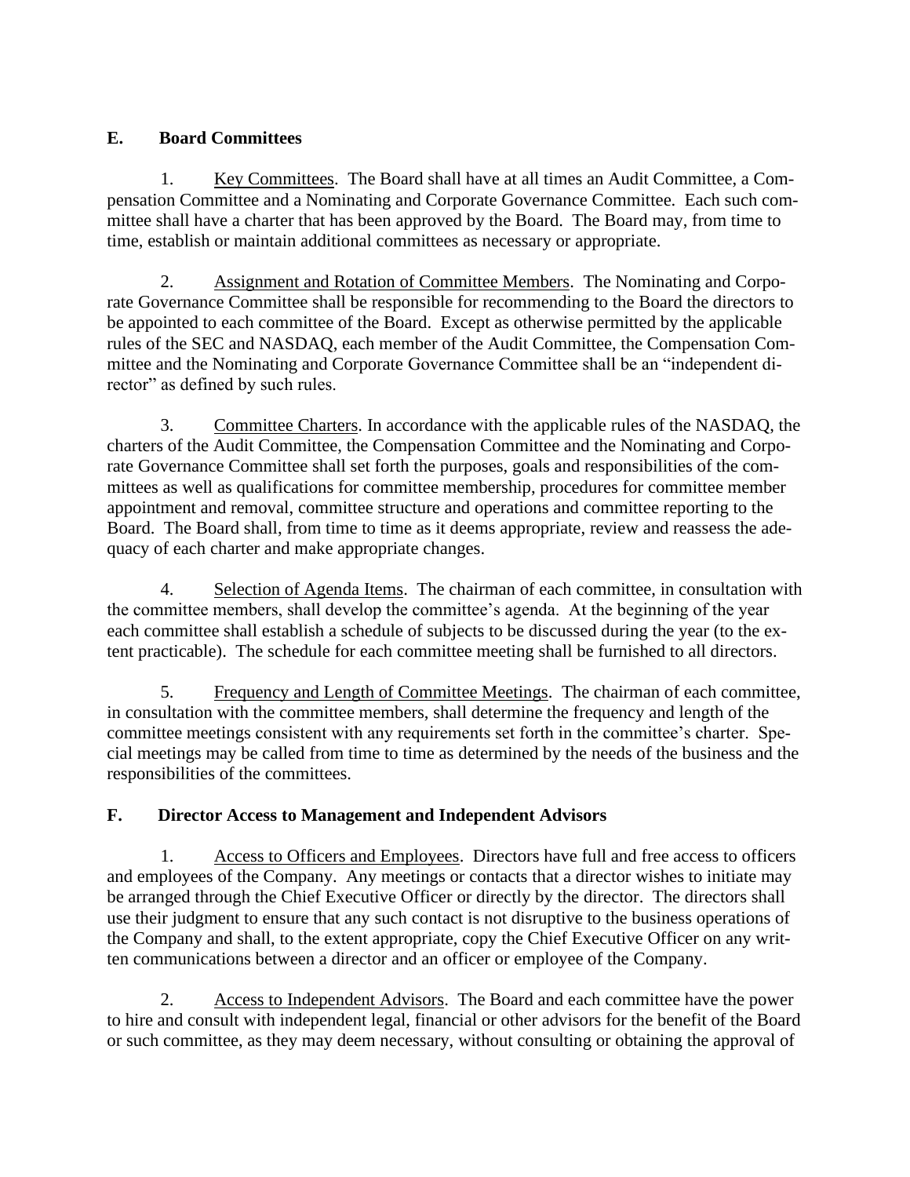## E. Board Committees

1. Key Committees. The Board shall have at all times an Audit Committee, a Compensation Committee and a Nominating and Corporate Governance Committee. Each such committee shall have a charter that has been approved by the Board. The Board may, from time to time, establish or maintain additional committees as necessary or appropriate.

2. Assignment and Rotation of Committee Members. The Nominating and Corporate Governance Committee shall be responsible for recommending to the Board the directors to be appointed to each committee of the Board. Except as otherwise permitted by the applicable rules of the SEC and NASDAQ, each member of the Audit Committee, the Compensation Committee and the Nominating and Corporate Governance Committee shall be an "independent director" as defined by such rules.

3. Committee Charters. In accordance with the applicable rules of the NASDAQ, the charters of the Audit Committee, the Compensation Committee and the Nominating and Corporate Governance Committee shall set forth the purposes, goals and responsibilities of the committees as well as qualifications for committee membership, procedures for committee member appointment and removal, committee structure and operations and committee reporting to the Board. The Board shall, from time to time as it deems appropriate, review and reassess the adequacy of each charter and make appropriate changes.

4. Selection of Agenda Items. The chairman of each committee, in consultation with the committee members, shall develop the committee's agenda. At the beginning of the year each committee shall establish a schedule of subjects to be discussed during the year (to the extent practicable). The schedule for each committee meeting shall be furnished to all directors.

5. Frequency and Length of Committee Meetings. The chairman of each committee, in consultation with the committee members, shall determine the frequency and length of the committee meetings consistent with any requirements set forth in the committee's charter. Special meetings may be called from time to time as determined by the needs of the business and the responsibilities of the committees.

## F. Director Access to Management and Independent Advisors

1. Access to Officers and Employees. Directors have full and free access to officers and employees of the Company. Any meetings or contacts that a director wishes to initiate may be arranged through the Chief Executive Officer or directly by the director. The directors shall use their judgment to ensure that any such contact is not disruptive to the business operations of the Company and shall, to the extent appropriate, copy the Chief Executive Officer on any written communications between a director and an officer or employee of the Company.

2. Access to Independent Advisors. The Board and each committee have the power to hire and consult with independent legal, financial or other advisors for the benefit of the Board or such committee, as they may deem necessary, without consulting or obtaining the approval of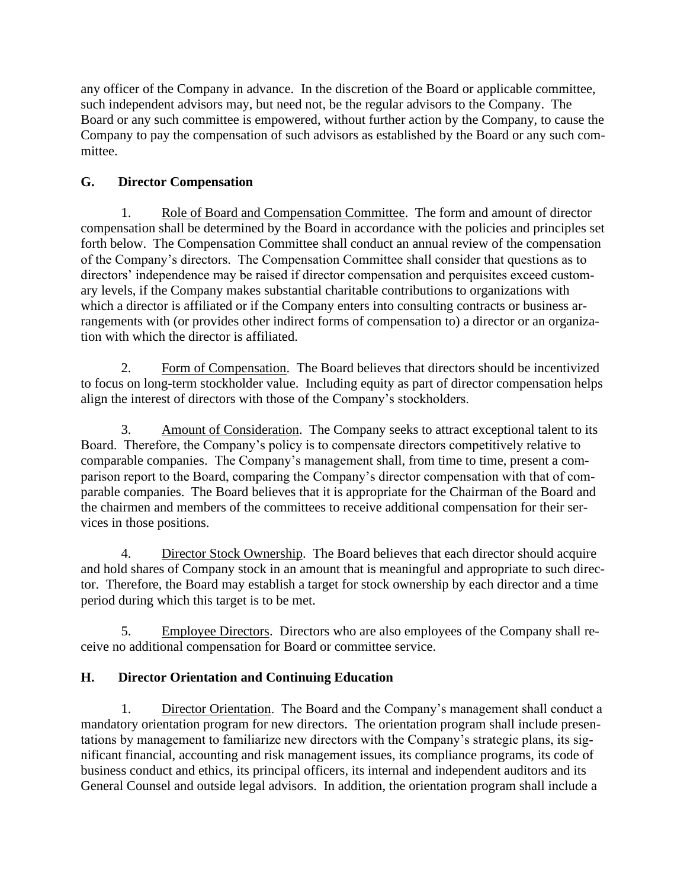any officer of the Company in advance. In the discretion of the Board or applicable committee, such independent advisors may, but need not, be the regular advisors to the Company. The Board or any such committee is empowered, without further action by the Company, to cause the Company to pay the compensation of such advisors as established by the Board or any such committee.

## G. Director Compensation

1. Role of Board and Compensation Committee. The form and amount of director compensation shall be determined by the Board in accordance with the policies and principles set forth below. The Compensation Committee shall conduct an annual review of the compensation of the Company's directors. The Compensation Committee shall consider that questions as to directors' independence may be raised if director compensation and perquisites exceed customary levels, if the Company makes substantial charitable contributions to organizations with which a director is affiliated or if the Company enters into consulting contracts or business arrangements with (or provides other indirect forms of compensation to) a director or an organization with which the director is affiliated.

2. Form of Compensation. The Board believes that directors should be incentivized to focus on long-term stockholder value. Including equity as part of director compensation helps align the interest of directors with those of the Company's stockholders.

3. Amount of Consideration. The Company seeks to attract exceptional talent to its Board. Therefore, the Company's policy is to compensate directors competitively relative to comparable companies. The Company's management shall, from time to time, present a comparison report to the Board, comparing the Company's director compensation with that of comparable companies. The Board believes that it is appropriate for the Chairman of the Board and the chairmen and members of the committees to receive additional compensation for their services in those positions.

4. Director Stock Ownership. The Board believes that each director should acquire and hold shares of Company stock in an amount that is meaningful and appropriate to such director. Therefore, the Board may establish a target for stock ownership by each director and a time period during which this target is to be met.

5. Employee Directors. Directors who are also employees of the Company shall receive no additional compensation for Board or committee service.

## H. Director Orientation and Continuing Education

1. Director Orientation. The Board and the Company's management shall conduct a mandatory orientation program for new directors. The orientation program shall include presentations by management to familiarize new directors with the Company's strategic plans, its significant financial, accounting and risk management issues, its compliance programs, its code of business conduct and ethics, its principal officers, its internal and independent auditors and its General Counsel and outside legal advisors. In addition, the orientation program shall include a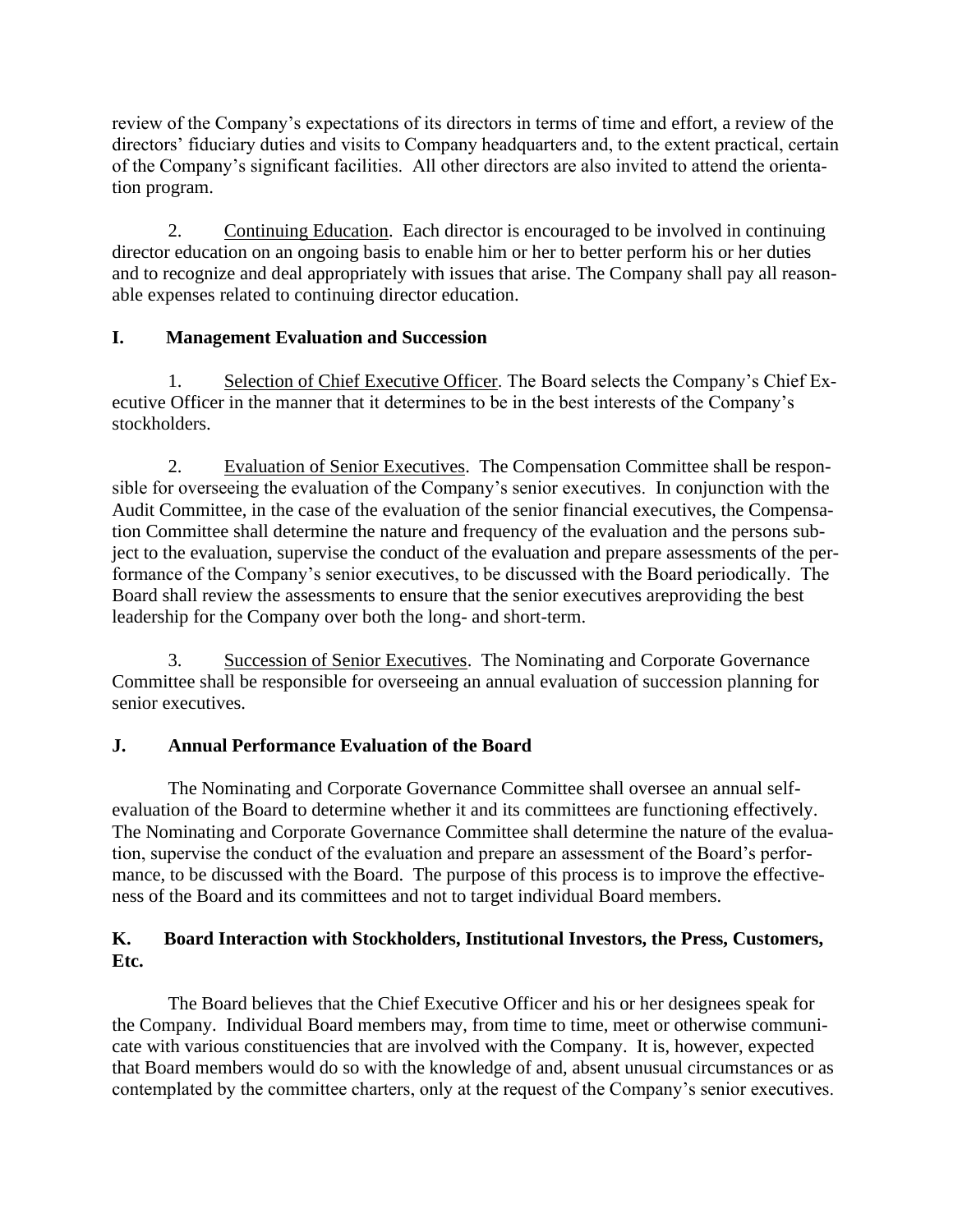review of the Company's expectations of its directors in terms of time and effort, a review of the directors' fiduciary duties and visits to Company headquarters and, to the extent practical, certain of the Company's significant facilities. All other directors are also invited to attend the orientation program.

2. Continuing Education. Each director is encouraged to be involved in continuing director education on an ongoing basis to enable him or her to better perform his or her duties and to recognize and deal appropriately with issues that arise. The Company shall pay all reasonable expenses related to continuing director education.

## I. Management Evaluation and Succession

1. Selection of Chief Executive Officer. The Board selects the Company's Chief Executive Officer in the manner that it determines to be in the best interests of the Company's stockholders.

2. Evaluation of Senior Executives. The Compensation Committee shall be responsible for overseeing the evaluation of the Company's senior executives. In conjunction with the Audit Committee, in the case of the evaluation of the senior financial executives, the Compensation Committee shall determine the nature and frequency of the evaluation and the persons subject to the evaluation, supervise the conduct of the evaluation and prepare assessments of the performance of the Company's senior executives, to be discussed with the Board periodically. The Board shall review the assessments to ensure that the senior executives areproviding the best leadership for the Company over both the long- and short-term.

3. Succession of Senior Executives. The Nominating and Corporate Governance Committee shall be responsible for overseeing an annual evaluation of succession planning for senior executives.

## J. Annual Performance Evaluation of the Board

The Nominating and Corporate Governance Committee shall oversee an annual self-evaluation of the Board to determine whether it and its committees are functioning effectively. The Nominating and Corporate Governance Committee shall determine the nature of the evaluation, supervise the conduct of the evaluation and prepare an assessment of the Board's performance, to be discussed with the Board. The purpose of this process is to improve the effectiveness of the Board and its committees and not to target individual Board members.

## K. Board Interaction with Stockholders, Institutional Investors, the Press, Customers, Etc.

The Board believes that the Chief Executive Officer and his or her designees speak for the Company. Individual Board members may, from time to time, meet or otherwise communicate with various constituencies that are involved with the Company. It is, however, expected that Board members would do so with the knowledge of and, absent unusual circumstances or as contemplated by the committee charters, only at the request of the Company's senior executives.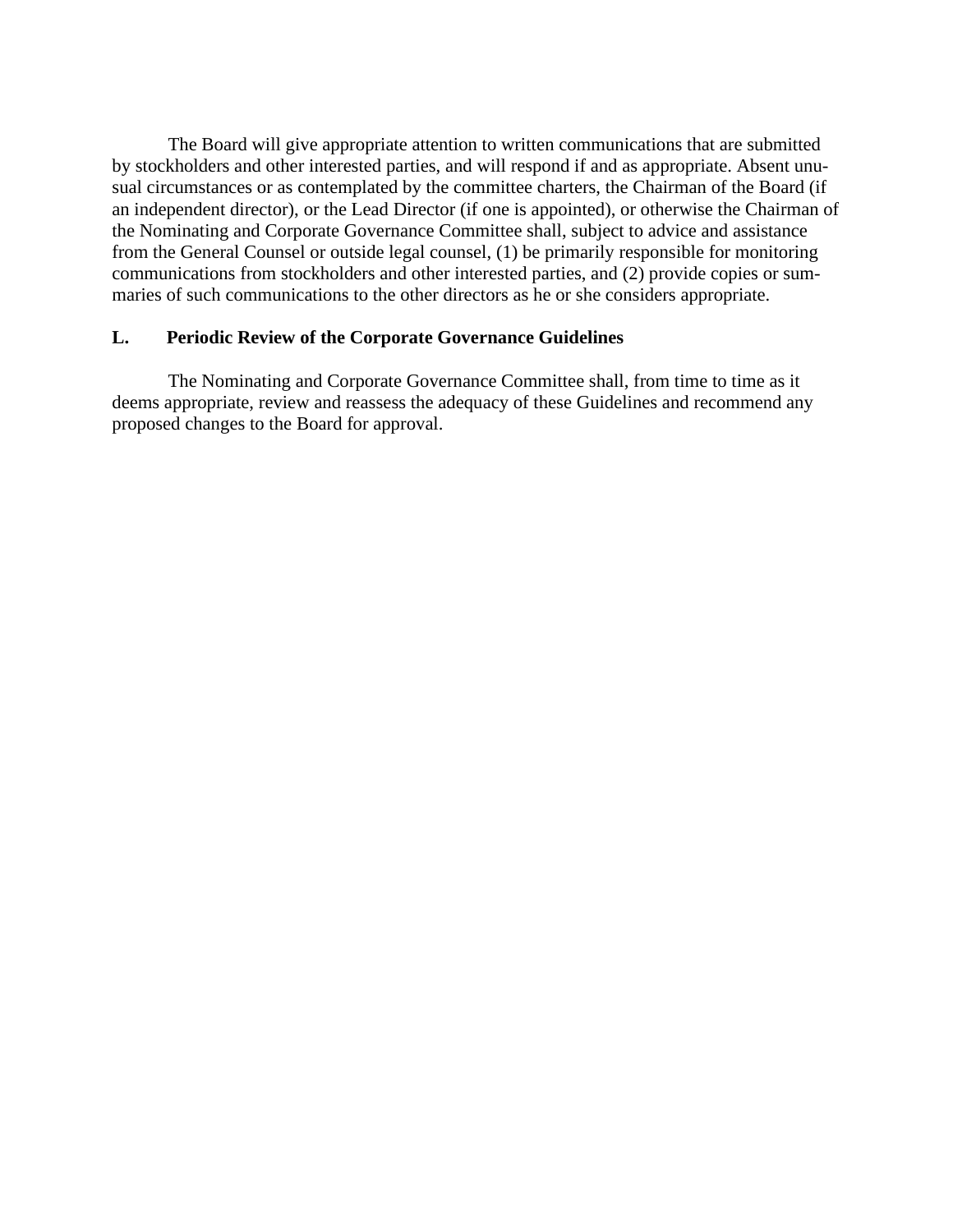The Board will give appropriate attention to written communications that are submitted by stockholders and other interested parties, and will respond if and as appropriate. Absent unusual circumstances or as contemplated by the committee charters, the Chairman of the Board (if an independent director), or the Lead Director (if one is appointed), or otherwise the Chairman of the Nominating and Corporate Governance Committee shall, subject to advice and assistance from the General Counsel or outside legal counsel, (1) be primarily responsible for monitoring communications from stockholders and other interested parties, and (2) provide copies or summaries of such communications to the other directors as he or she considers appropriate.

## L. Periodic Review of the Corporate Governance Guidelines

The Nominating and Corporate Governance Committee shall, from time to time as it deems appropriate, review and reassess the adequacy of these Guidelines and recommend any proposed changes to the Board for approval.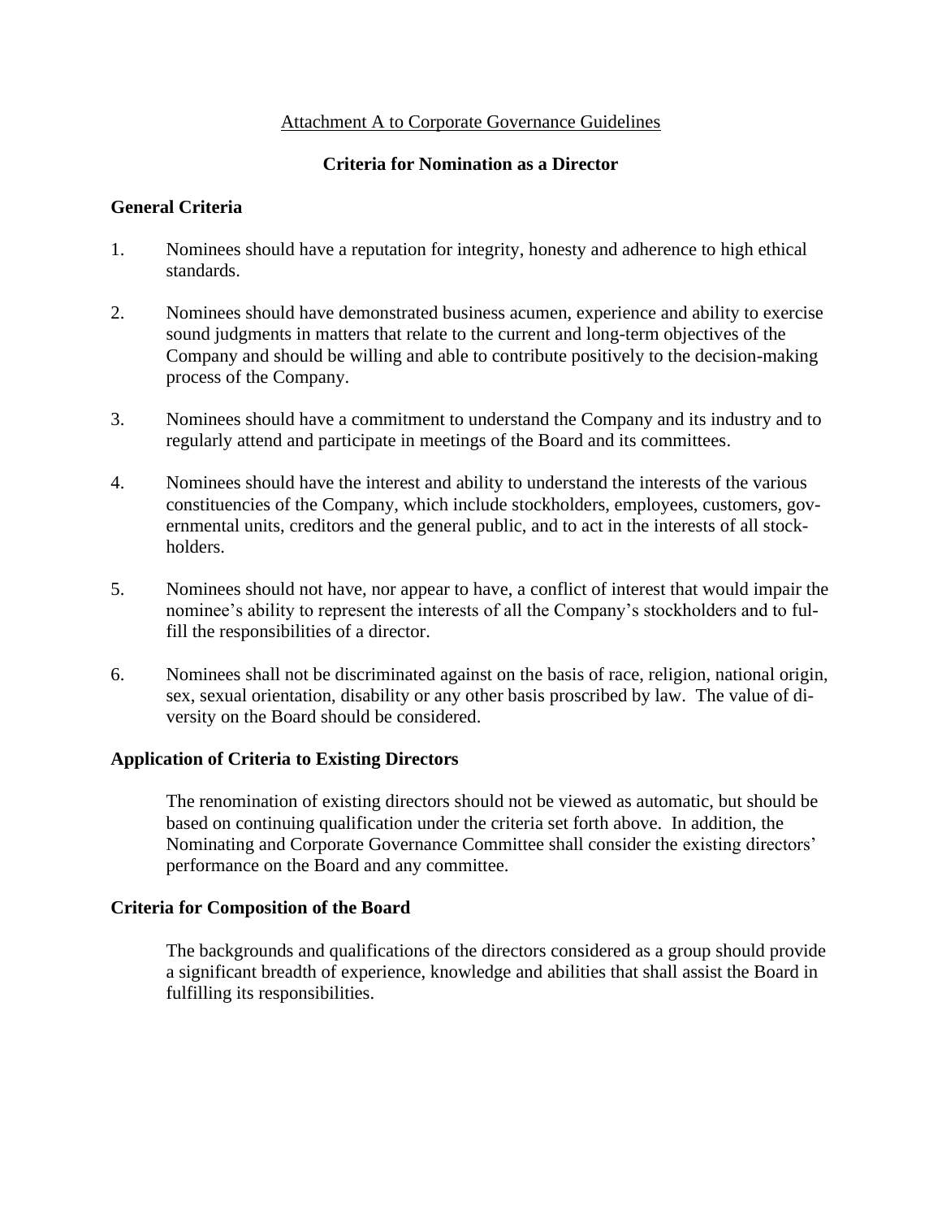Attachment A to Corporate Governance Guidelines

## Criteria for Nomination as a Director

### General Criteria

1. Nominees should have a reputation for integrity, honesty and adherence to high ethical standards.

2. Nominees should have demonstrated business acumen, experience and ability to exercise sound judgments in matters that relate to the current and long-term objectives of the Company and should be willing and able to contribute positively to the decision-making process of the Company.

3. Nominees should have a commitment to understand the Company and its industry and to regularly attend and participate in meetings of the Board and its committees.

4. Nominees should have the interest and ability to understand the interests of the various constituencies of the Company, which include stockholders, employees, customers, governmental units, creditors and the general public, and to act in the interests of all stockholders.

5. Nominees should not have, nor appear to have, a conflict of interest that would impair the nominee's ability to represent the interests of all the Company's stockholders and to fulfill the responsibilities of a director.

6. Nominees shall not be discriminated against on the basis of race, religion, national origin, sex, sexual orientation, disability or any other basis proscribed by law. The value of diversity on the Board should be considered.

### Application of Criteria to Existing Directors

The renomination of existing directors should not be viewed as automatic, but should be based on continuing qualification under the criteria set forth above. In addition, the Nominating and Corporate Governance Committee shall consider the existing directors' performance on the Board and any committee.

### Criteria for Composition of the Board

The backgrounds and qualifications of the directors considered as a group should provide a significant breadth of experience, knowledge and abilities that shall assist the Board in fulfilling its responsibilities.